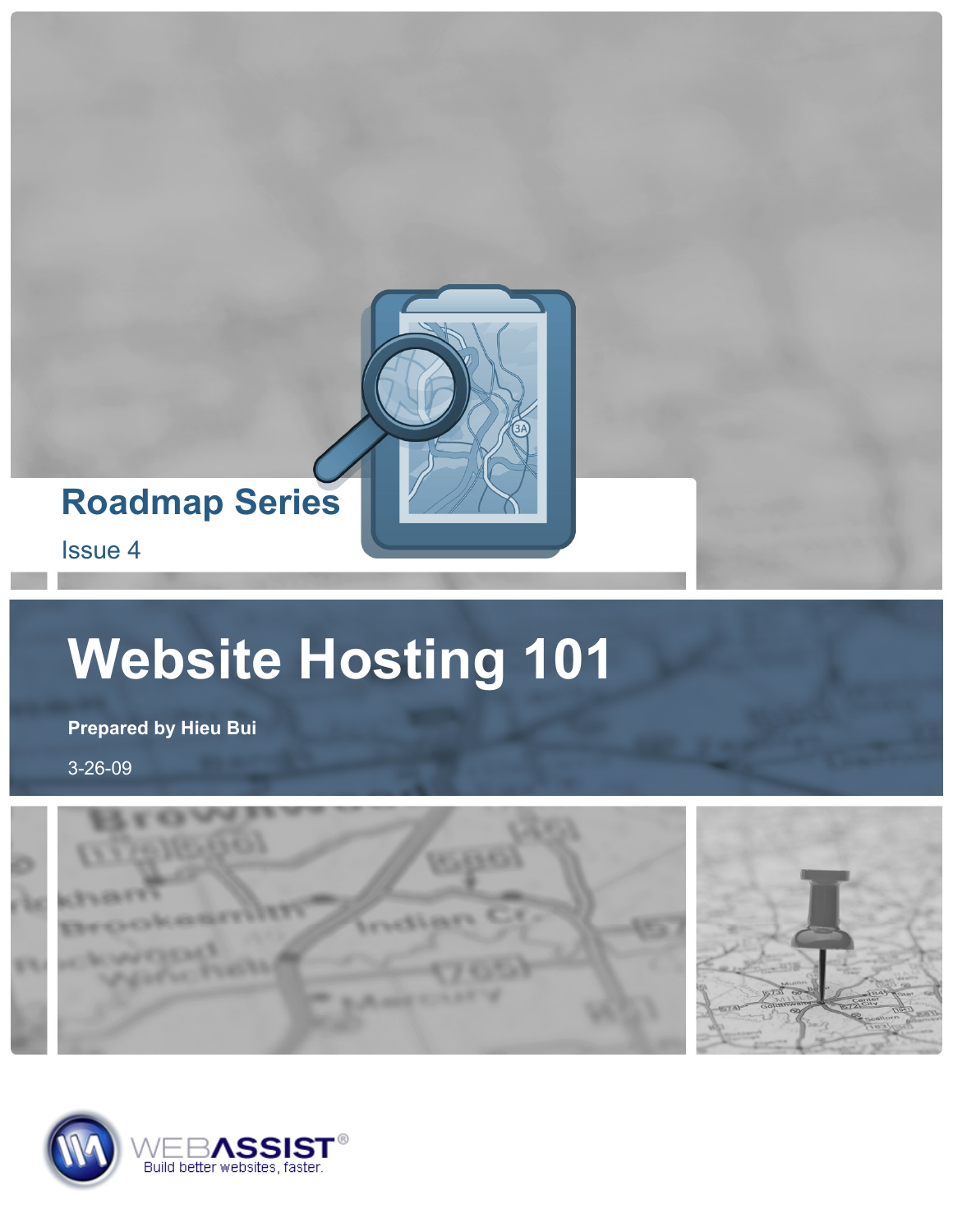## Roadmap Series

Issue 4

# Website Hosting 101

**Prepared by Hieu Bui**

3-26-09

WEBASSIST®

Build better websites, faster.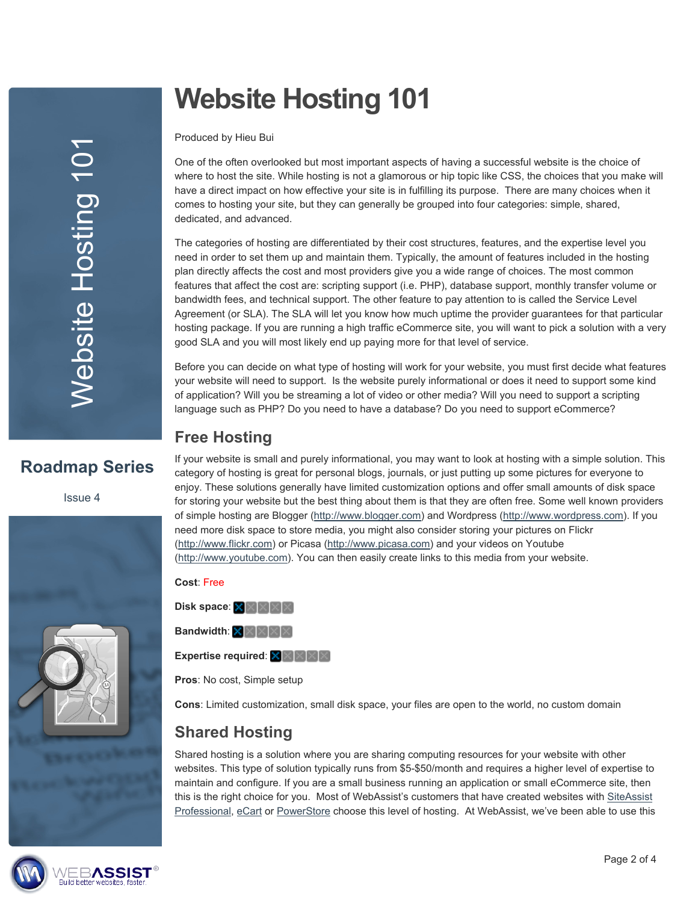# Website Hosting 101

Produced by Hieu Bui

One of the often overlooked but most important aspects of having a successful website is the choice of where to host the site. While hosting is not a glamorous or hip topic like CSS, the choices that you make will have a direct impact on how effective your site is in fulfilling its purpose. There are many choices when it comes to hosting your site, but they can generally be grouped into four categories: simple, shared, dedicated, and advanced.

The categories of hosting are differentiated by their cost structures, features, and the expertise level you need in order to set them up and maintain them. Typically, the amount of features included in the hosting plan directly affects the cost and most providers give you a wide range of choices. The most common features that affect the cost are: scripting support (i.e. PHP), database support, monthly transfer volume or bandwidth fees, and technical support. The other feature to pay attention to is called the Service Level Agreement (or SLA). The SLA will let you know how much uptime the provider guarantees for that particular hosting package. If you are running a high traffic eCommerce site, you will want to pick a solution with a very good SLA and you will most likely end up paying more for that level of service.

Before you can decide on what type of hosting will work for your website, you must first decide what features your website will need to support. Is the website purely informational or does it need to support some kind of application? Will you be streaming a lot of video or other media? Will you need to support a scripting language such as PHP? Do you need to have a database? Do you need to support eCommerce?

## Free Hosting

If your website is small and purely informational, you may want to look at hosting with a simple solution. This category of hosting is great for personal blogs, journals, or just putting up some pictures for everyone to enjoy. These solutions generally have limited customization options and offer small amounts of disk space for storing your website but the best thing about them is that they are often free. Some well known providers of simple hosting are Blogger (http://www.blogger.com) and Wordpress (http://www.wordpress.com). If you need more disk space to store media, you might also consider storing your pictures on Flickr (http://www.flickr.com) or Picasa (http://www.picasa.com) and your videos on Youtube (http://www.youtube.com). You can then easily create links to this media from your website.

**Cost**: Free

**Disk space**: 1/5

**Bandwidth**: 1/5

**Expertise required**: 1/5

**Pros**: No cost, Simple setup

**Cons**: Limited customization, small disk space, your files are open to the world, no custom domain

## Shared Hosting

Shared hosting is a solution where you are sharing computing resources for your website with other websites. This type of solution typically runs from $5-$50/month and requires a higher level of expertise to maintain and configure. If you are a small business running an application or small eCommerce site, then this is the right choice for you. Most of WebAssist's customers that have created websites with SiteAssist Professional, eCart or PowerStore choose this level of hosting. At WebAssist, we've been able to use this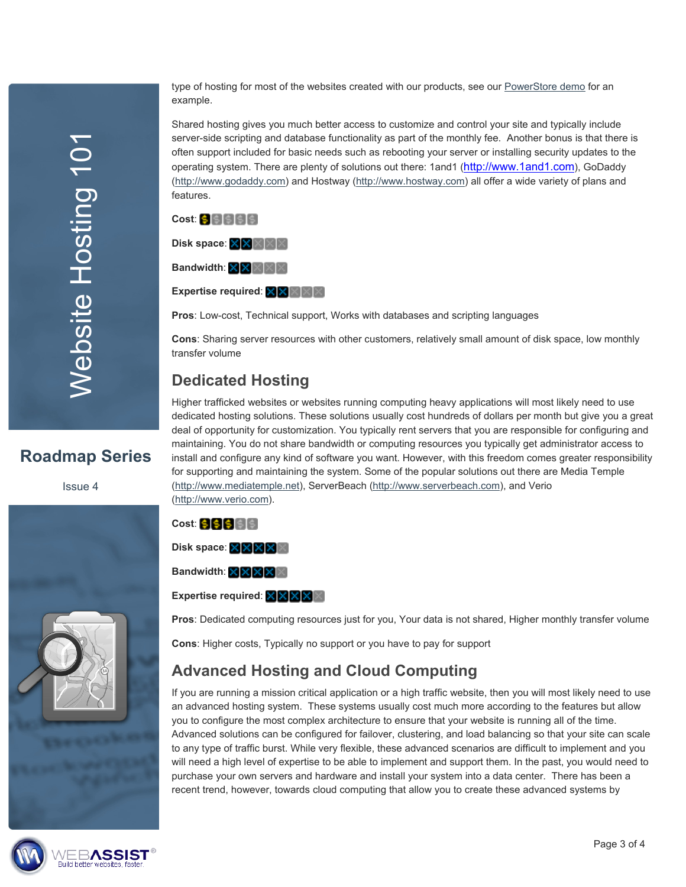type of hosting for most of the websites created with our products, see our PowerStore demo for an example.

Shared hosting gives you much better access to customize and control your site and typically include server-side scripting and database functionality as part of the monthly fee. Another bonus is that there is often support included for basic needs such as rebooting your server or installing security updates to the operating system. There are plenty of solutions out there: 1and1 (http://www.1and1.com), GoDaddy (http://www.godaddy.com) and Hostway (http://www.hostway.com) all offer a wide variety of plans and features.

**Cost**: 1 of 5

**Disk space**: 2 of 5

**Bandwidth**: 2 of 5

**Expertise required**: 2 of 5

**Pros**: Low-cost, Technical support, Works with databases and scripting languages

**Cons**: Sharing server resources with other customers, relatively small amount of disk space, low monthly transfer volume

## Dedicated Hosting

Higher trafficked websites or websites running computing heavy applications will most likely need to use dedicated hosting solutions. These solutions usually cost hundreds of dollars per month but give you a great deal of opportunity for customization. You typically rent servers that you are responsible for configuring and maintaining. You do not share bandwidth or computing resources you typically get administrator access to install and configure any kind of software you want. However, with this freedom comes greater responsibility for supporting and maintaining the system. Some of the popular solutions out there are Media Temple (http://www.mediatemple.net), ServerBeach (http://www.serverbeach.com), and Verio (http://www.verio.com).

**Cost**: 3 of 5

**Disk space**: 4 of 5

**Bandwidth**: 4 of 5

**Expertise required**: 4 of 5

**Pros**: Dedicated computing resources just for you, Your data is not shared, Higher monthly transfer volume

**Cons**: Higher costs, Typically no support or you have to pay for support

## Advanced Hosting and Cloud Computing

If you are running a mission critical application or a high traffic website, then you will most likely need to use an advanced hosting system. These systems usually cost much more according to the features but allow you to configure the most complex architecture to ensure that your website is running all of the time. Advanced solutions can be configured for failover, clustering, and load balancing so that your site can scale to any type of traffic burst. While very flexible, these advanced scenarios are difficult to implement and you will need a high level of expertise to be able to implement and support them. In the past, you would need to purchase your own servers and hardware and install your system into a data center. There has been a recent trend, however, towards cloud computing that allow you to create these advanced systems by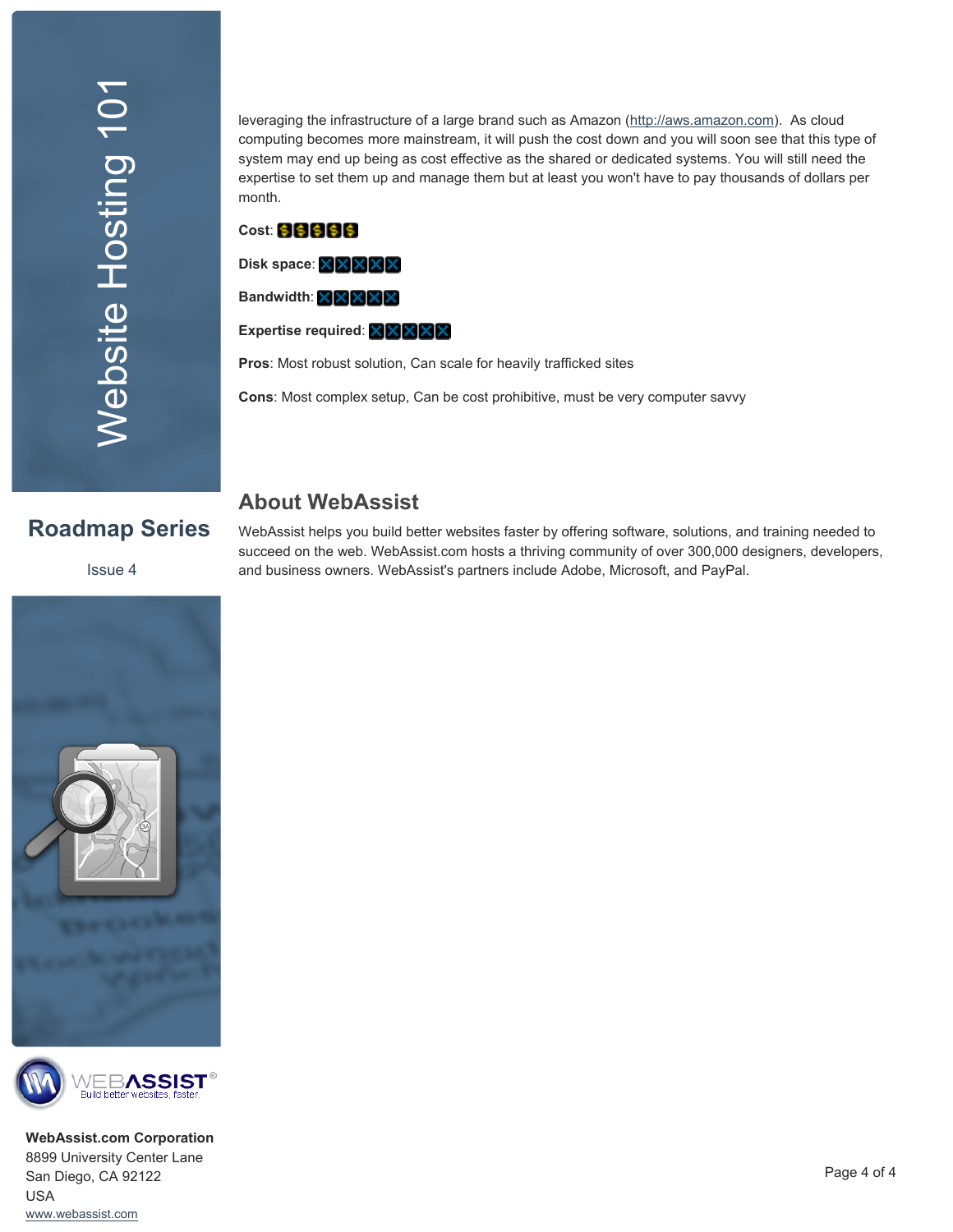leveraging the infrastructure of a large brand such as Amazon (http://aws.amazon.com). As cloud computing becomes more mainstream, it will push the cost down and you will soon see that this type of system may end up being as cost effective as the shared or dedicated systems. You will still need the expertise to set them up and manage them but at least you won't have to pay thousands of dollars per month.

**Cost**: $$$$$

**Disk space**: XXXXX

**Bandwidth**: XXXXX

**Expertise required**: XXXXX

**Pros**: Most robust solution, Can scale for heavily trafficked sites

**Cons**: Most complex setup, Can be cost prohibitive, must be very computer savvy

## About WebAssist

WebAssist helps you build better websites faster by offering software, solutions, and training needed to succeed on the web. WebAssist.com hosts a thriving community of over 300,000 designers, developers, and business owners. WebAssist's partners include Adobe, Microsoft, and PayPal.

**WebAssist.com Corporation**
8899 University Center Lane
San Diego, CA 92122
USA
www.webassist.com